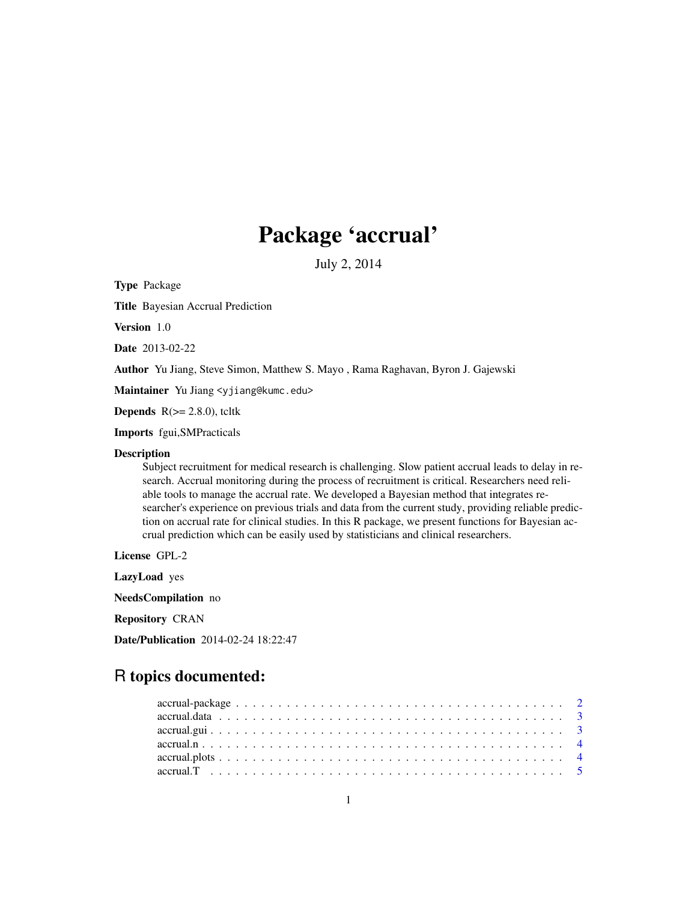# Package 'accrual'

July 2, 2014

**Type** Package

**Title** Bayesian Accrual Prediction

**Version** 1.0

**Date** 2013-02-22

**Author** Yu Jiang, Steve Simon, Matthew S. Mayo , Rama Raghavan, Byron J. Gajewski

**Maintainer** Yu Jiang <yjiang@kumc.edu>

**Depends** R(>= 2.8.0), tcltk

**Imports** fgui,SMPracticals

**Description**
Subject recruitment for medical research is challenging. Slow patient accrual leads to delay in research. Accrual monitoring during the process of recruitment is critical. Researchers need reliable tools to manage the accrual rate. We developed a Bayesian method that integrates researcher's experience on previous trials and data from the current study, providing reliable prediction on accrual rate for clinical studies. In this R package, we present functions for Bayesian accrual prediction which can be easily used by statisticians and clinical researchers.

**License** GPL-2

**LazyLoad** yes

**NeedsCompilation** no

**Repository** CRAN

**Date/Publication** 2014-02-24 18:22:47

## R topics documented:

accrual-package . . . . . . . . . . . . . . . . . . . . . . . . . . . . . . . . . . . . . . 2
accrual.data . . . . . . . . . . . . . . . . . . . . . . . . . . . . . . . . . . . . . . . . 3
accrual.gui . . . . . . . . . . . . . . . . . . . . . . . . . . . . . . . . . . . . . . . . . 3
accrual.n . . . . . . . . . . . . . . . . . . . . . . . . . . . . . . . . . . . . . . . . . . 4
accrual.plots . . . . . . . . . . . . . . . . . . . . . . . . . . . . . . . . . . . . . . . . 4
accrual.T . . . . . . . . . . . . . . . . . . . . . . . . . . . . . . . . . . . . . . . . . . 5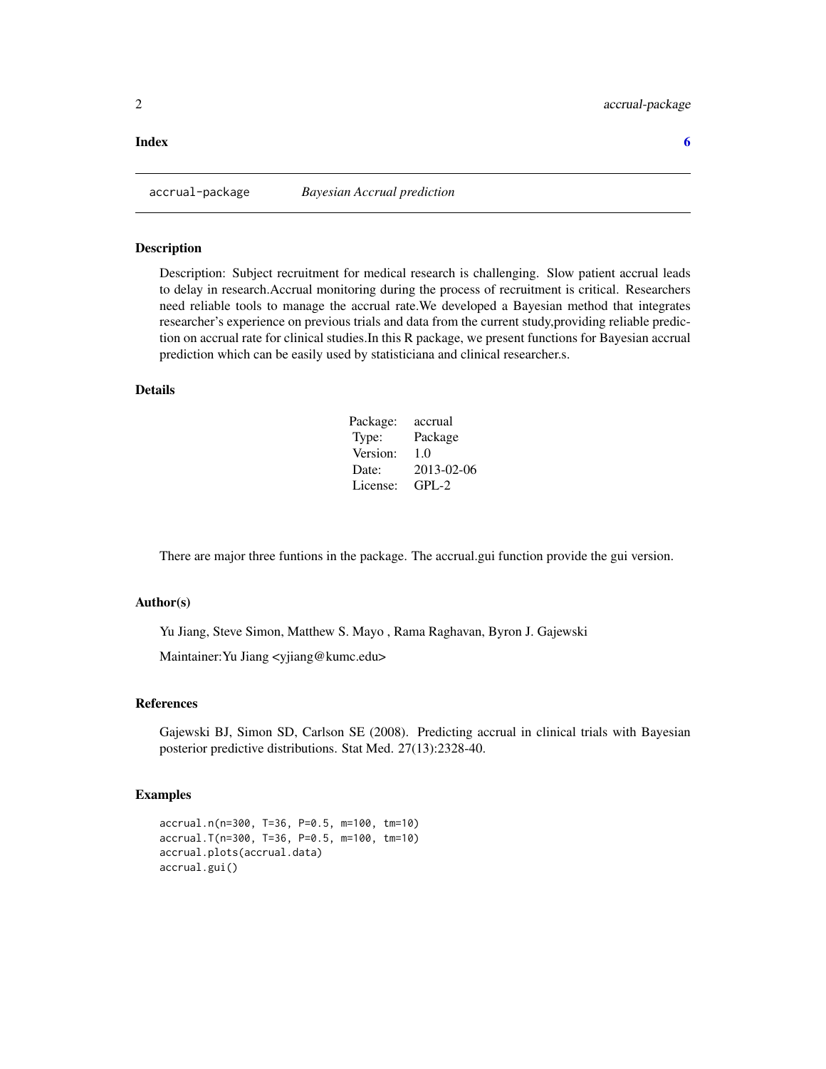**Index** **6**

---

`accrual-package` *Bayesian Accrual prediction*

---

## Description

Description: Subject recruitment for medical research is challenging. Slow patient accrual leads to delay in research.Accrual monitoring during the process of recruitment is critical. Researchers need reliable tools to manage the accrual rate.We developed a Bayesian method that integrates researcher's experience on previous trials and data from the current study,providing reliable prediction on accrual rate for clinical studies.In this R package, we present functions for Bayesian accrual prediction which can be easily used by statisticiana and clinical researcher.s.

## Details

| | |
|---|---|
| Package: | accrual |
| Type: | Package |
| Version: | 1.0 |
| Date: | 2013-02-06 |
| License: | GPL-2 |

There are major three funtions in the package. The accrual.gui function provide the gui version.

## Author(s)

Yu Jiang, Steve Simon, Matthew S. Mayo , Rama Raghavan, Byron J. Gajewski

Maintainer:Yu Jiang <yjiang@kumc.edu>

## References

Gajewski BJ, Simon SD, Carlson SE (2008). Predicting accrual in clinical trials with Bayesian posterior predictive distributions. Stat Med. 27(13):2328-40.

## Examples

```
accrual.n(n=300, T=36, P=0.5, m=100, tm=10)
accrual.T(n=300, T=36, P=0.5, m=100, tm=10)
accrual.plots(accrual.data)
accrual.gui()
```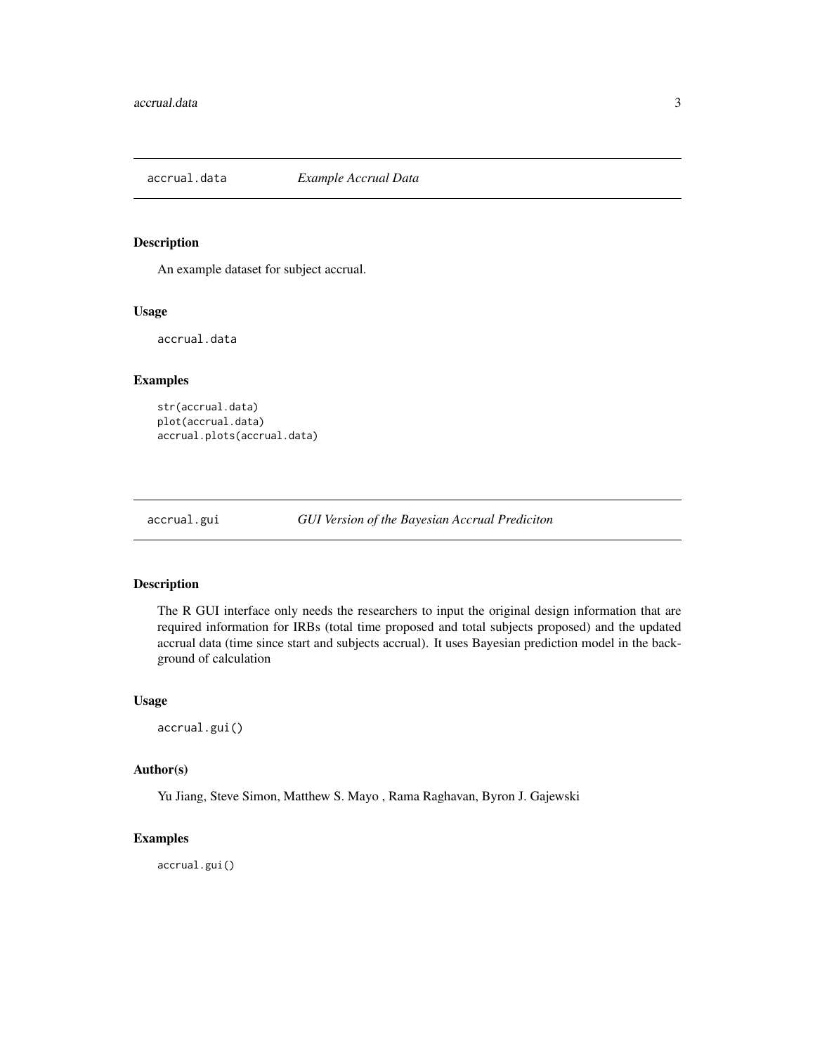## accrual.data *Example Accrual Data*

### Description

An example dataset for subject accrual.

### Usage

```
accrual.data
```

### Examples

```
str(accrual.data)
plot(accrual.data)
accrual.plots(accrual.data)
```

## accrual.gui *GUI Version of the Bayesian Accrual Prediciton*

### Description

The R GUI interface only needs the researchers to input the original design information that are required information for IRBs (total time proposed and total subjects proposed) and the updated accrual data (time since start and subjects accrual). It uses Bayesian prediction model in the background of calculation

### Usage

```
accrual.gui()
```

### Author(s)

Yu Jiang, Steve Simon, Matthew S. Mayo , Rama Raghavan, Byron J. Gajewski

### Examples

```
accrual.gui()
```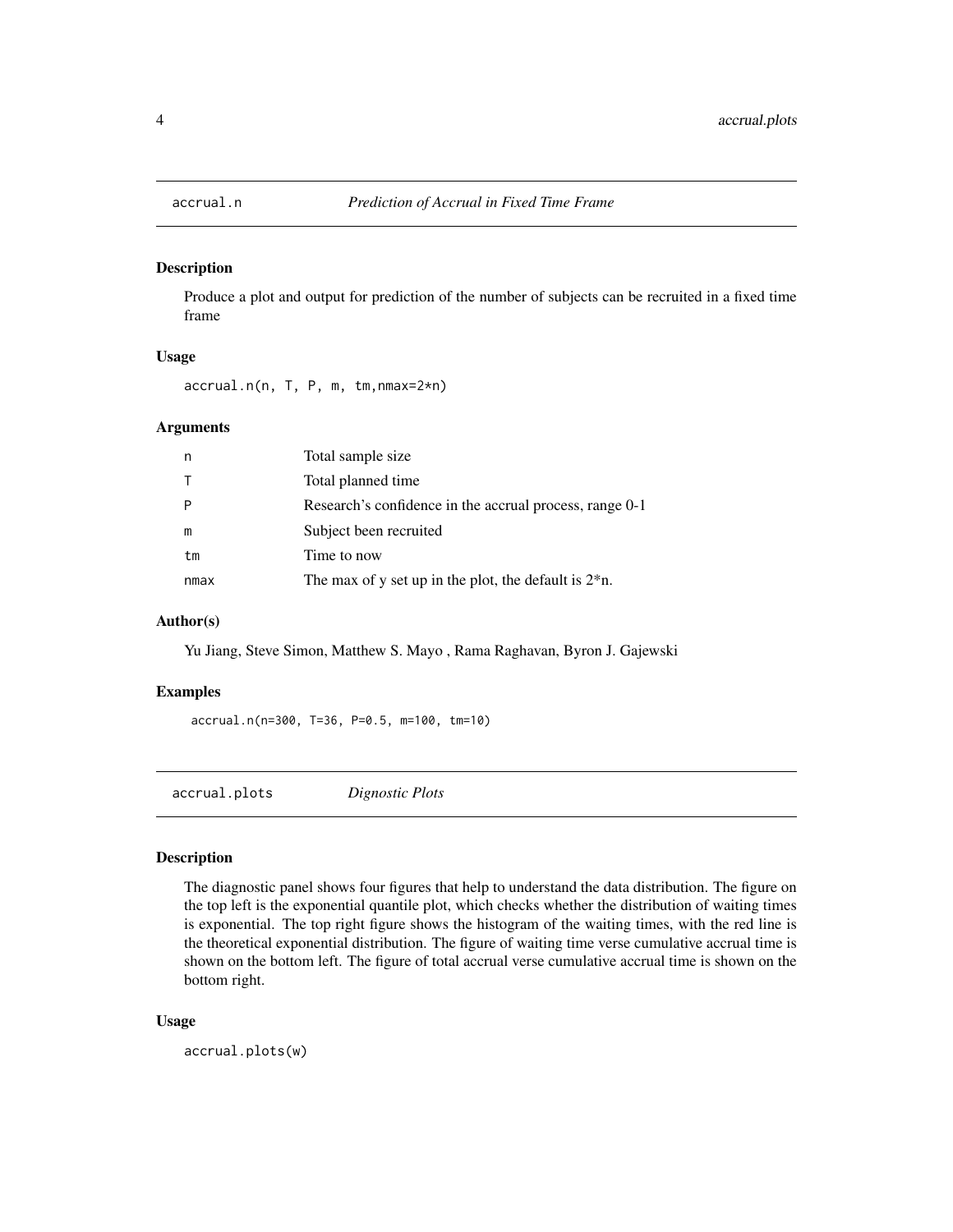## accrual.n *Prediction of Accrual in Fixed Time Frame*

### Description

Produce a plot and output for prediction of the number of subjects can be recruited in a fixed time frame

### Usage

```
accrual.n(n, T, P, m, tm,nmax=2*n)
```

### Arguments

| | |
|---|---|
| n | Total sample size |
| T | Total planned time |
| P | Research's confidence in the accrual process, range 0-1 |
| m | Subject been recruited |
| tm | Time to now |
| nmax | The max of y set up in the plot, the default is 2*n. |

### Author(s)

Yu Jiang, Steve Simon, Matthew S. Mayo , Rama Raghavan, Byron J. Gajewski

### Examples

```
accrual.n(n=300, T=36, P=0.5, m=100, tm=10)
```

## accrual.plots *Dignostic Plots*

### Description

The diagnostic panel shows four figures that help to understand the data distribution. The figure on the top left is the exponential quantile plot, which checks whether the distribution of waiting times is exponential. The top right figure shows the histogram of the waiting times, with the red line is the theoretical exponential distribution. The figure of waiting time verse cumulative accrual time is shown on the bottom left. The figure of total accrual verse cumulative accrual time is shown on the bottom right.

### Usage

```
accrual.plots(w)
```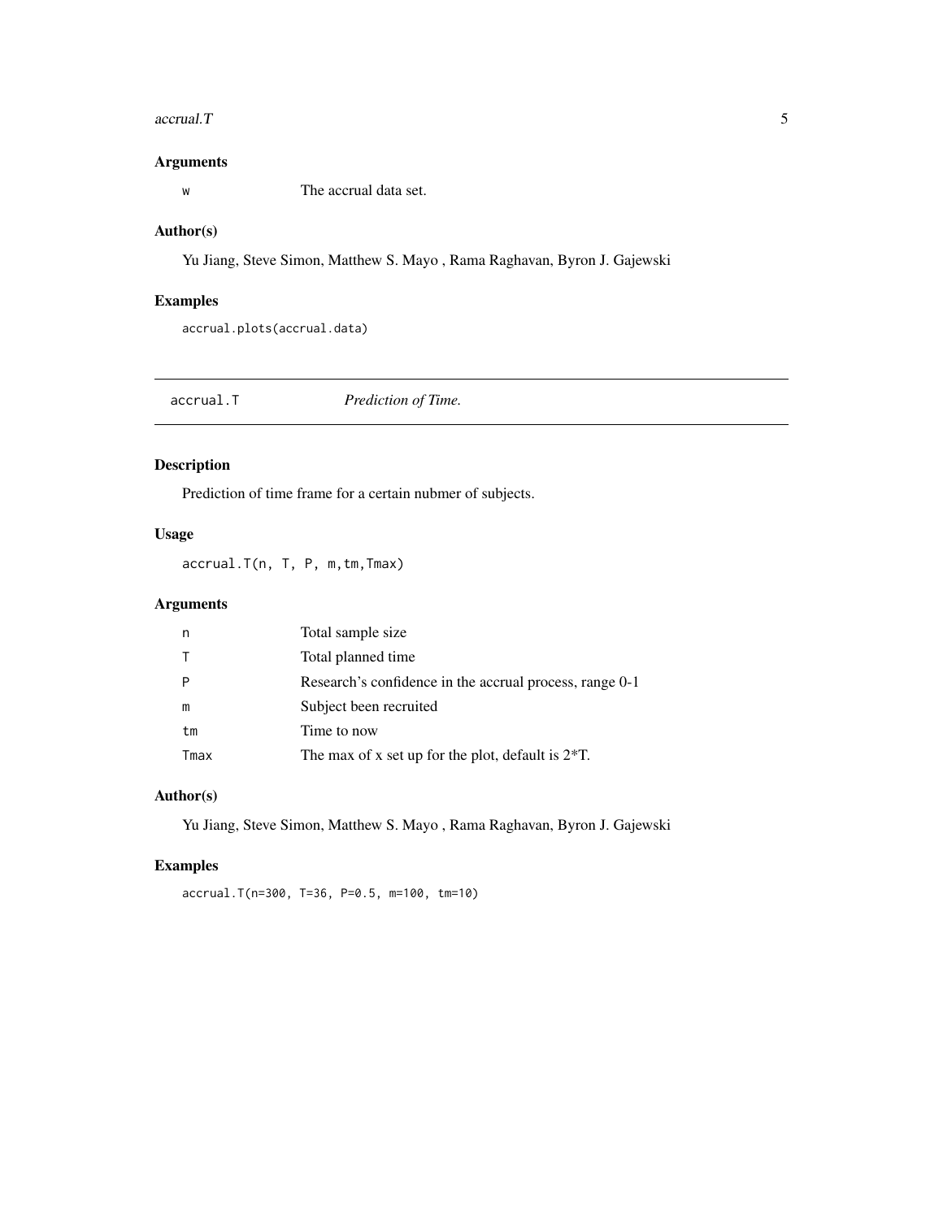## Arguments

| | |
|---|---|
| w | The accrual data set. |

## Author(s)

Yu Jiang, Steve Simon, Matthew S. Mayo , Rama Raghavan, Byron J. Gajewski

## Examples

```
accrual.plots(accrual.data)
```

---

# accrual.T *Prediction of Time.*

---

## Description

Prediction of time frame for a certain nubmer of subjects.

## Usage

```
accrual.T(n, T, P, m,tm,Tmax)
```

## Arguments

| | |
|---|---|
| n | Total sample size |
| T | Total planned time |
| P | Research's confidence in the accrual process, range 0-1 |
| m | Subject been recruited |
| tm | Time to now |
| Tmax | The max of x set up for the plot, default is 2*T. |

## Author(s)

Yu Jiang, Steve Simon, Matthew S. Mayo , Rama Raghavan, Byron J. Gajewski

## Examples

```
accrual.T(n=300, T=36, P=0.5, m=100, tm=10)
```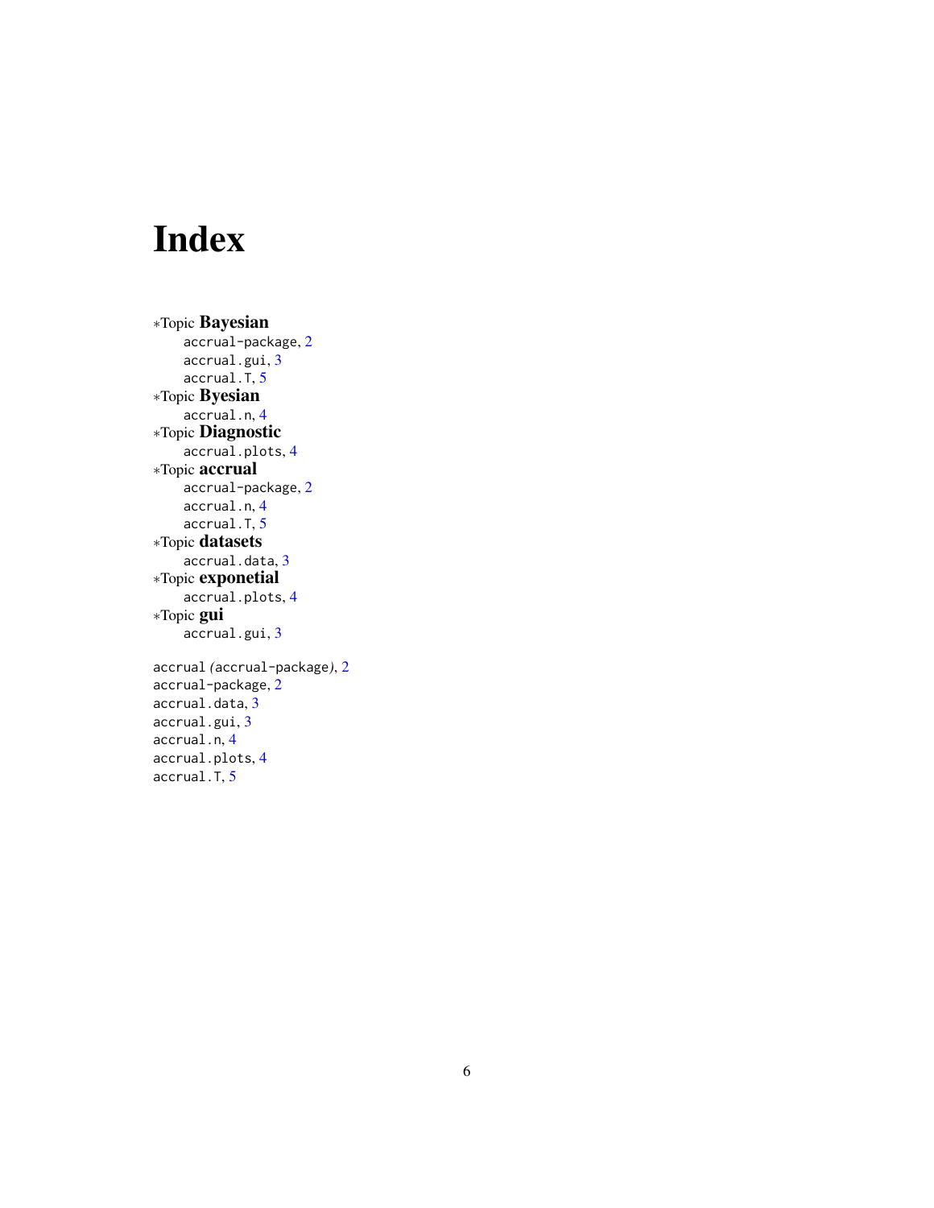# Index

*Topic **Bayesian**
- accrual-package, 2
- accrual.gui, 3
- accrual.T, 5

*Topic **Byesian**
- accrual.n, 4

*Topic **Diagnostic**
- accrual.plots, 4

*Topic **accrual**
- accrual-package, 2
- accrual.n, 4
- accrual.T, 5

*Topic **datasets**
- accrual.data, 3

*Topic **exponetial**
- accrual.plots, 4

*Topic **gui**
- accrual.gui, 3

accrual *(accrual-package)*, 2
accrual-package, 2
accrual.data, 3
accrual.gui, 3
accrual.n, 4
accrual.plots, 4
accrual.T, 5